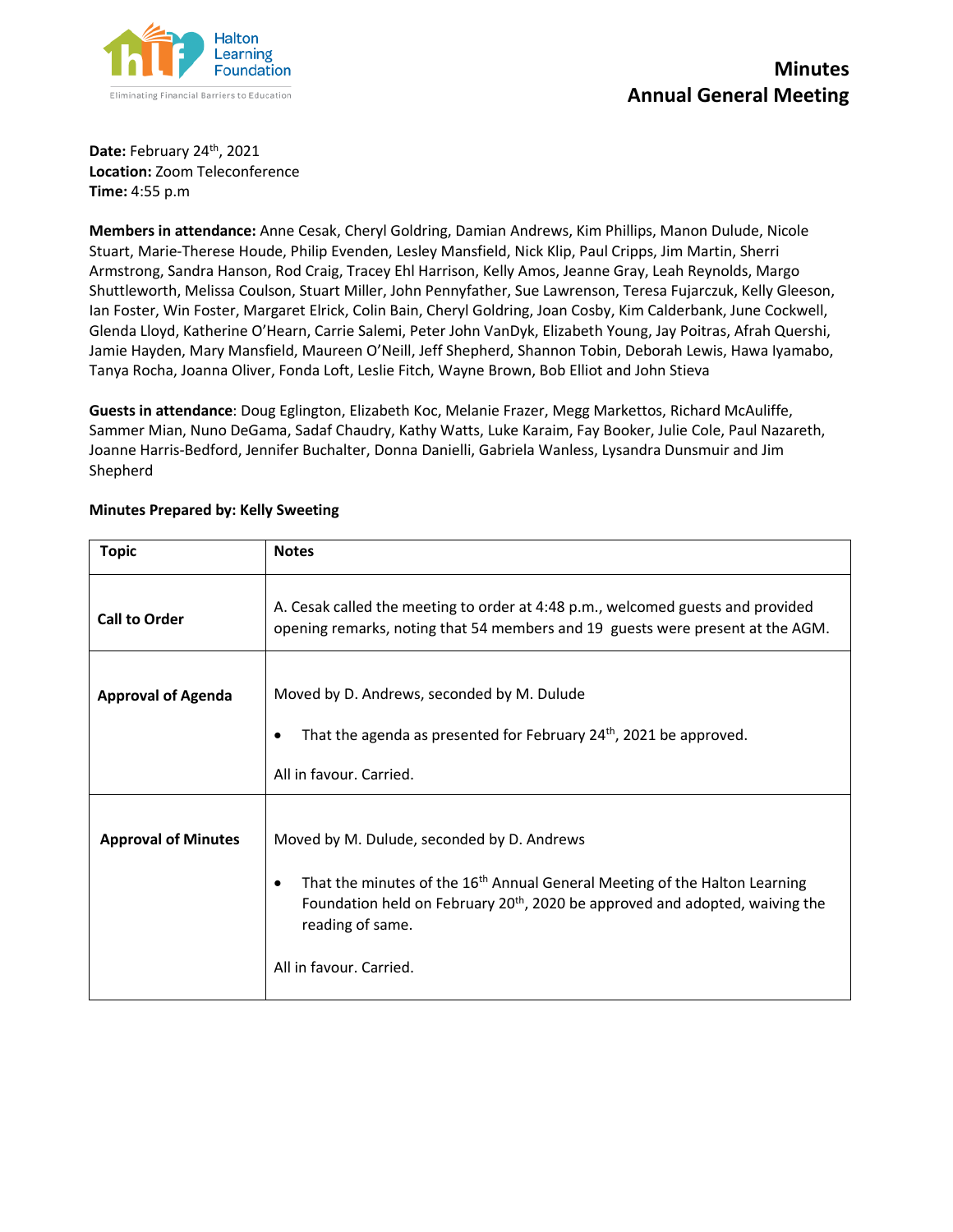Halton Learning Foundation

Eliminating Financial Barriers to Education

# Minutes
# Annual General Meeting

**Date:** February 24th, 2021
**Location:** Zoom Teleconference
**Time:** 4:55 p.m

**Members in attendance:** Anne Cesak, Cheryl Goldring, Damian Andrews, Kim Phillips, Manon Dulude, Nicole Stuart, Marie-Therese Houde, Philip Evenden, Lesley Mansfield, Nick Klip, Paul Cripps, Jim Martin, Sherri Armstrong, Sandra Hanson, Rod Craig, Tracey Ehl Harrison, Kelly Amos, Jeanne Gray, Leah Reynolds, Margo Shuttleworth, Melissa Coulson, Stuart Miller, John Pennyfather, Sue Lawrenson, Teresa Fujarczuk, Kelly Gleeson, Ian Foster, Win Foster, Margaret Elrick, Colin Bain, Cheryl Goldring, Joan Cosby, Kim Calderbank, June Cockwell, Glenda Lloyd, Katherine O'Hearn, Carrie Salemi, Peter John VanDyk, Elizabeth Young, Jay Poitras, Afrah Quershi, Jamie Hayden, Mary Mansfield, Maureen O'Neill, Jeff Shepherd, Shannon Tobin, Deborah Lewis, Hawa Iyamabo, Tanya Rocha, Joanna Oliver, Fonda Loft, Leslie Fitch, Wayne Brown, Bob Elliot and John Stieva

**Guests in attendance**: Doug Eglington, Elizabeth Koc, Melanie Frazer, Megg Markettos, Richard McAuliffe, Sammer Mian, Nuno DeGama, Sadaf Chaudry, Kathy Watts, Luke Karaim, Fay Booker, Julie Cole, Paul Nazareth, Joanne Harris-Bedford, Jennifer Buchalter, Donna Danielli, Gabriela Wanless, Lysandra Dunsmuir and Jim Shepherd

**Minutes Prepared by: Kelly Sweeting**

| Topic | Notes |
|---|---|
| **Call to Order** | A. Cesak called the meeting to order at 4:48 p.m., welcomed guests and provided opening remarks, noting that 54 members and 19 guests were present at the AGM. |
| **Approval of Agenda** | Moved by D. Andrews, seconded by M. Dulude<br><br>• That the agenda as presented for February 24th, 2021 be approved.<br><br>All in favour. Carried. |
| **Approval of Minutes** | Moved by M. Dulude, seconded by D. Andrews<br><br>• That the minutes of the 16th Annual General Meeting of the Halton Learning Foundation held on February 20th, 2020 be approved and adopted, waiving the reading of same.<br><br>All in favour. Carried. |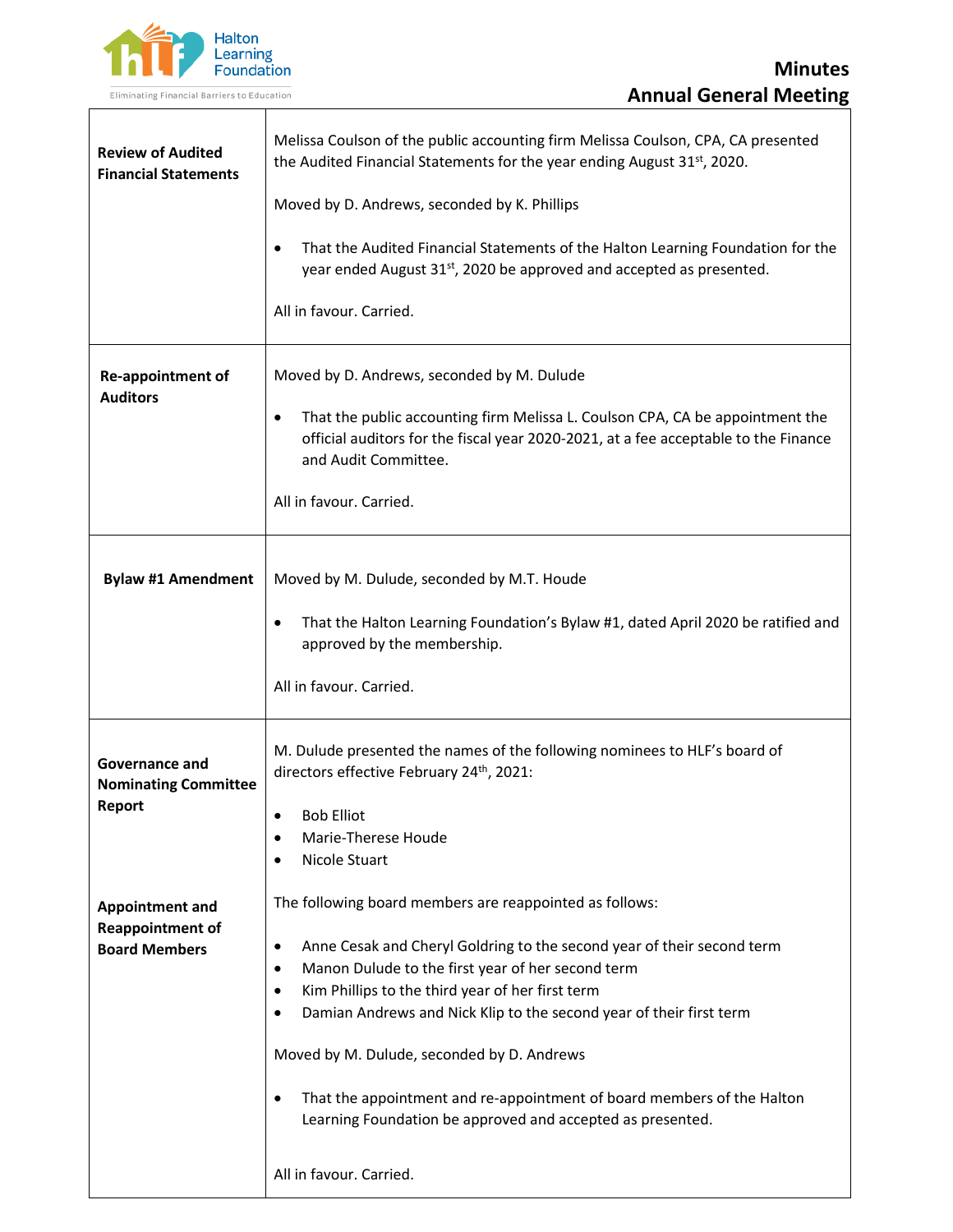# Minutes
## Annual General Meeting

| | |
|---|---|
| **Review of Audited Financial Statements** | Melissa Coulson of the public accounting firm Melissa Coulson, CPA, CA presented the Audited Financial Statements for the year ending August 31st, 2020.<br><br>Moved by D. Andrews, seconded by K. Phillips<br><br>• That the Audited Financial Statements of the Halton Learning Foundation for the year ended August 31st, 2020 be approved and accepted as presented.<br><br>All in favour. Carried. |
| **Re-appointment of Auditors** | Moved by D. Andrews, seconded by M. Dulude<br><br>• That the public accounting firm Melissa L. Coulson CPA, CA be appointment the official auditors for the fiscal year 2020-2021, at a fee acceptable to the Finance and Audit Committee.<br><br>All in favour. Carried. |
| **Bylaw #1 Amendment** | Moved by M. Dulude, seconded by M.T. Houde<br><br>• That the Halton Learning Foundation's Bylaw #1, dated April 2020 be ratified and approved by the membership.<br><br>All in favour. Carried. |
| **Governance and Nominating Committee Report**<br><br>**Appointment and Reappointment of Board Members** | M. Dulude presented the names of the following nominees to HLF's board of directors effective February 24th, 2021:<br><br>• Bob Elliot<br>• Marie-Therese Houde<br>• Nicole Stuart<br><br>The following board members are reappointed as follows:<br><br>• Anne Cesak and Cheryl Goldring to the second year of their second term<br>• Manon Dulude to the first year of her second term<br>• Kim Phillips to the third year of her first term<br>• Damian Andrews and Nick Klip to the second year of their first term<br><br>Moved by M. Dulude, seconded by D. Andrews<br><br>• That the appointment and re-appointment of board members of the Halton Learning Foundation be approved and accepted as presented.<br><br>All in favour. Carried. |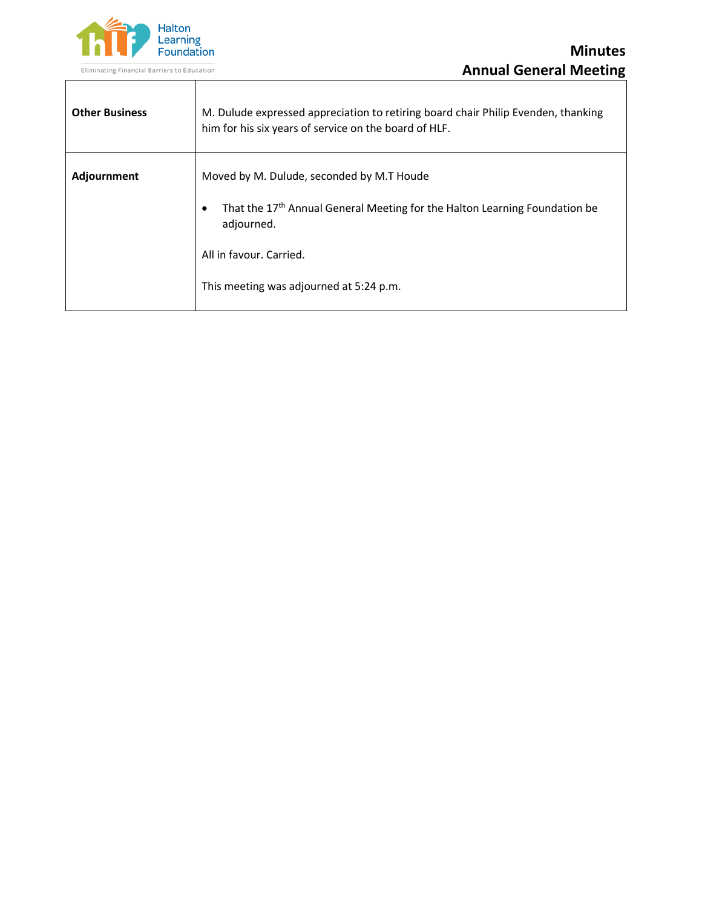| | |
|---|---|
| **Other Business** | M. Dulude expressed appreciation to retiring board chair Philip Evenden, thanking him for his six years of service on the board of HLF. |
| **Adjournment** | Moved by M. Dulude, seconded by M.T Houde<br><br>• That the 17th Annual General Meeting for the Halton Learning Foundation be adjourned.<br><br>All in favour. Carried.<br><br>This meeting was adjourned at 5:24 p.m. |